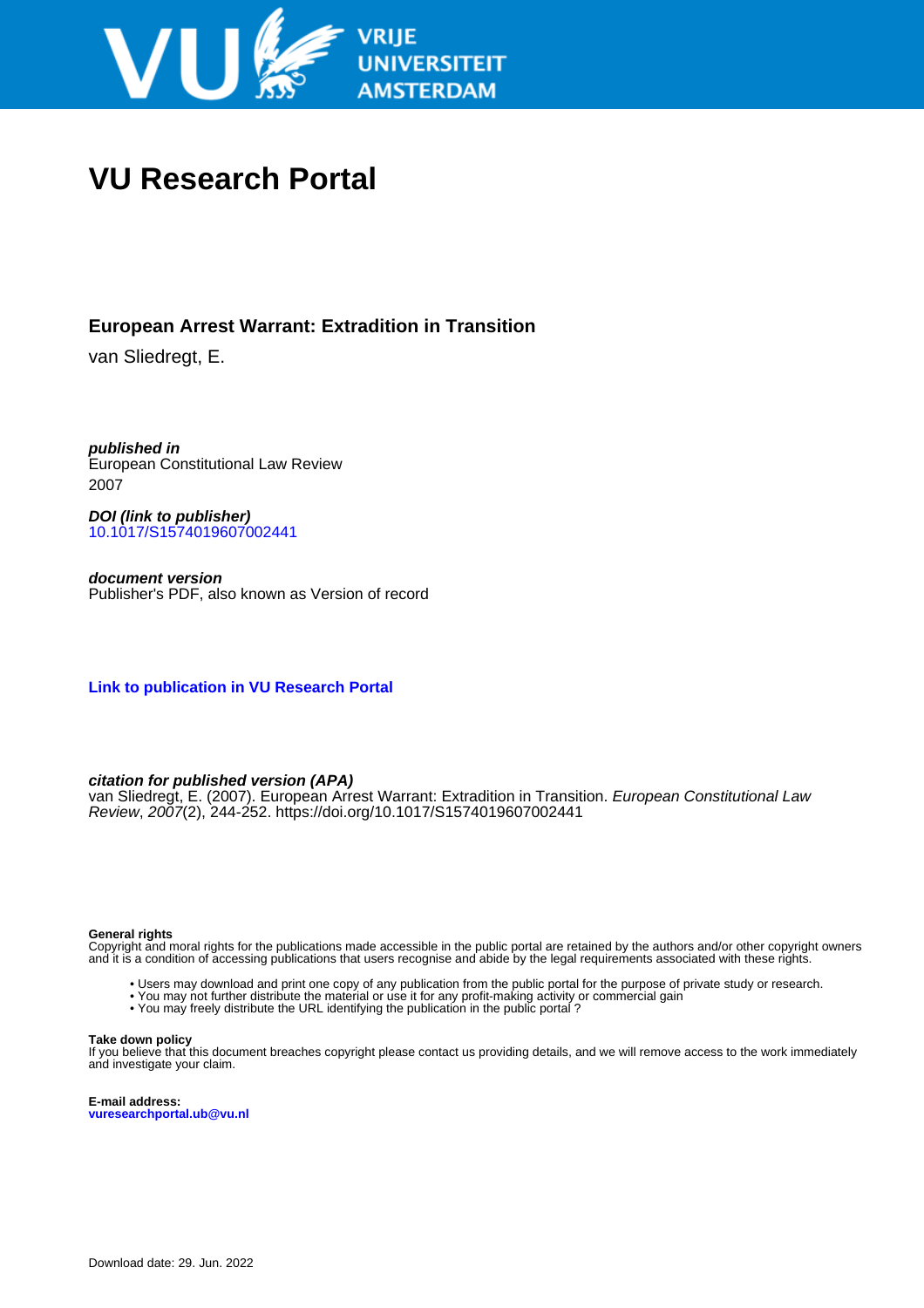# VU Research Portal

## European Arrest Warrant: Extradition in Transition

van Sliedregt, E.

***published in***
European Constitutional Law Review
2007

***DOI (link to publisher)***
10.1017/S1574019607002441

***document version***
Publisher's PDF, also known as Version of record

**Link to publication in VU Research Portal**

***citation for published version (APA)***
van Sliedregt, E. (2007). European Arrest Warrant: Extradition in Transition. *European Constitutional Law Review*, *2007*(2), 244-252. https://doi.org/10.1017/S1574019607002441

**General rights**
Copyright and moral rights for the publications made accessible in the public portal are retained by the authors and/or other copyright owners and it is a condition of accessing publications that users recognise and abide by the legal requirements associated with these rights.

- Users may download and print one copy of any publication from the public portal for the purpose of private study or research.
- You may not further distribute the material or use it for any profit-making activity or commercial gain
- You may freely distribute the URL identifying the publication in the public portal ?

**Take down policy**
If you believe that this document breaches copyright please contact us providing details, and we will remove access to the work immediately and investigate your claim.

**E-mail address:**
**vuresearchportal.ub@vu.nl**

Download date: 29. Jun. 2022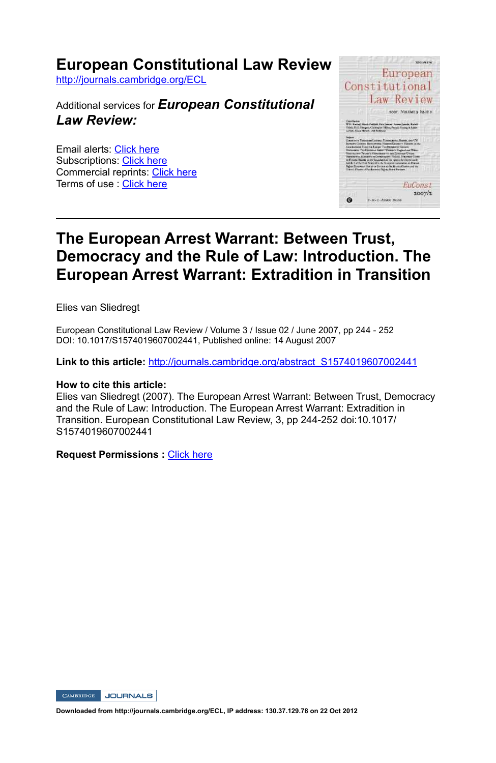# European Constitutional Law Review

http://journals.cambridge.org/ECL

Additional services for ***European Constitutional Law Review:***

Email alerts: Click here
Subscriptions: Click here
Commercial reprints: Click here
Terms of use : Click here

## The European Arrest Warrant: Between Trust, Democracy and the Rule of Law: Introduction. The European Arrest Warrant: Extradition in Transition

Elies van Sliedregt

European Constitutional Law Review / Volume 3 / Issue 02 / June 2007, pp 244 - 252
DOI: 10.1017/S1574019607002441, Published online: 14 August 2007

**Link to this article:** http://journals.cambridge.org/abstract_S1574019607002441

**How to cite this article:**
Elies van Sliedregt (2007). The European Arrest Warrant: Between Trust, Democracy and the Rule of Law: Introduction. The European Arrest Warrant: Extradition in Transition. European Constitutional Law Review, 3, pp 244-252 doi:10.1017/S1574019607002441

**Request Permissions :** Click here

**Downloaded from http://journals.cambridge.org/ECL, IP address: 130.37.129.78 on 22 Oct 2012**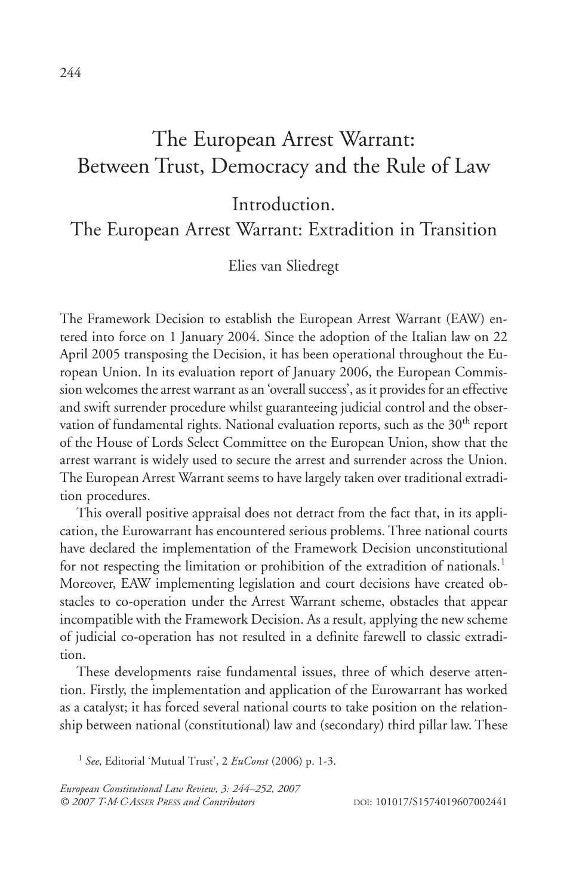# The European Arrest Warrant: Between Trust, Democracy and the Rule of Law

## Introduction. The European Arrest Warrant: Extradition in Transition

Elies van Sliedregt

The Framework Decision to establish the European Arrest Warrant (EAW) entered into force on 1 January 2004. Since the adoption of the Italian law on 22 April 2005 transposing the Decision, it has been operational throughout the European Union. In its evaluation report of January 2006, the European Commission welcomes the arrest warrant as an 'overall success', as it provides for an effective and swift surrender procedure whilst guaranteeing judicial control and the observation of fundamental rights. National evaluation reports, such as the 30th report of the House of Lords Select Committee on the European Union, show that the arrest warrant is widely used to secure the arrest and surrender across the Union. The European Arrest Warrant seems to have largely taken over traditional extradition procedures.

This overall positive appraisal does not detract from the fact that, in its application, the Eurowarrant has encountered serious problems. Three national courts have declared the implementation of the Framework Decision unconstitutional for not respecting the limitation or prohibition of the extradition of nationals.[1] Moreover, EAW implementing legislation and court decisions have created obstacles to co-operation under the Arrest Warrant scheme, obstacles that appear incompatible with the Framework Decision. As a result, applying the new scheme of judicial co-operation has not resulted in a definite farewell to classic extradition.

These developments raise fundamental issues, three of which deserve attention. Firstly, the implementation and application of the Eurowarrant has worked as a catalyst; it has forced several national courts to take position on the relationship between national (constitutional) law and (secondary) third pillar law. These

[1] *See*, Editorial 'Mutual Trust', 2 *EuConst* (2006) p. 1-3.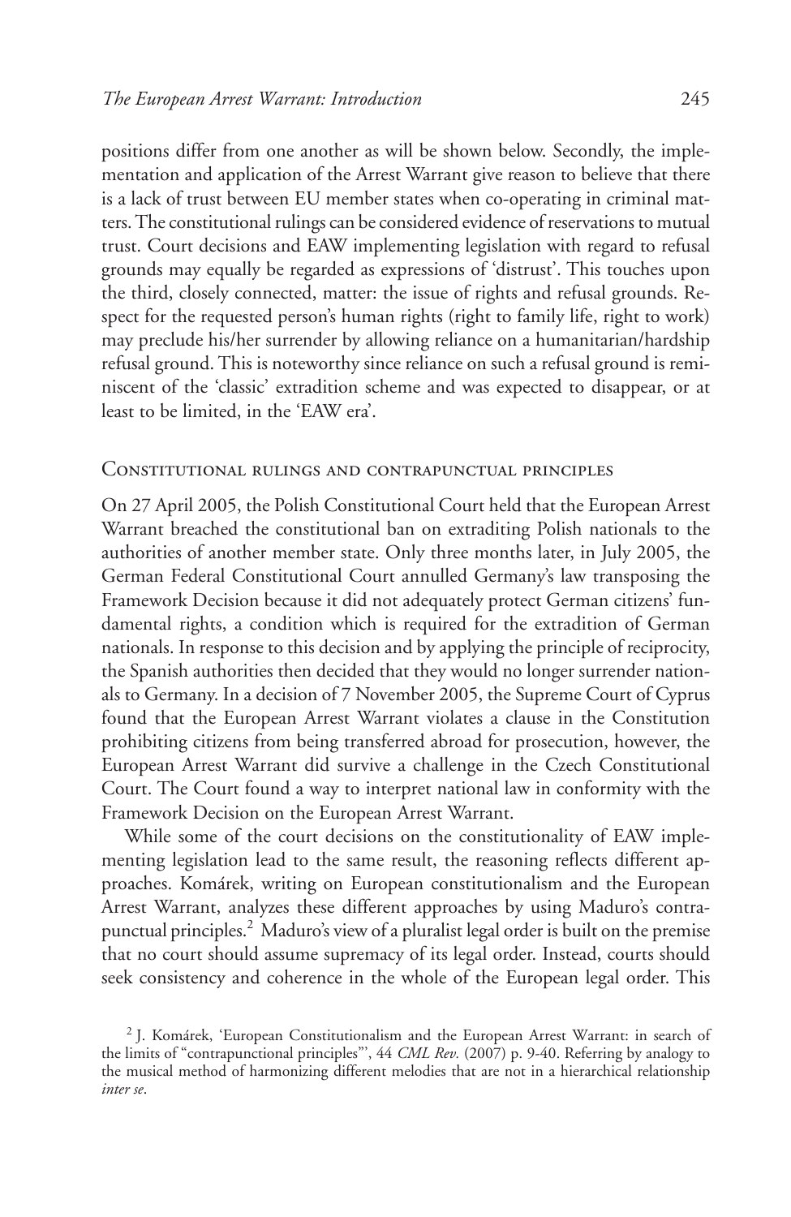positions differ from one another as will be shown below. Secondly, the implementation and application of the Arrest Warrant give reason to believe that there is a lack of trust between EU member states when co-operating in criminal matters. The constitutional rulings can be considered evidence of reservations to mutual trust. Court decisions and EAW implementing legislation with regard to refusal grounds may equally be regarded as expressions of 'distrust'. This touches upon the third, closely connected, matter: the issue of rights and refusal grounds. Respect for the requested person's human rights (right to family life, right to work) may preclude his/her surrender by allowing reliance on a humanitarian/hardship refusal ground. This is noteworthy since reliance on such a refusal ground is reminiscent of the 'classic' extradition scheme and was expected to disappear, or at least to be limited, in the 'EAW era'.

## Constitutional rulings and contrapunctual principles

On 27 April 2005, the Polish Constitutional Court held that the European Arrest Warrant breached the constitutional ban on extraditing Polish nationals to the authorities of another member state. Only three months later, in July 2005, the German Federal Constitutional Court annulled Germany's law transposing the Framework Decision because it did not adequately protect German citizens' fundamental rights, a condition which is required for the extradition of German nationals. In response to this decision and by applying the principle of reciprocity, the Spanish authorities then decided that they would no longer surrender nationals to Germany. In a decision of 7 November 2005, the Supreme Court of Cyprus found that the European Arrest Warrant violates a clause in the Constitution prohibiting citizens from being transferred abroad for prosecution, however, the European Arrest Warrant did survive a challenge in the Czech Constitutional Court. The Court found a way to interpret national law in conformity with the Framework Decision on the European Arrest Warrant.

While some of the court decisions on the constitutionality of EAW implementing legislation lead to the same result, the reasoning reflects different approaches. Komárek, writing on European constitutionalism and the European Arrest Warrant, analyzes these different approaches by using Maduro's contrapunctual principles.[2] Maduro's view of a pluralist legal order is built on the premise that no court should assume supremacy of its legal order. Instead, courts should seek consistency and coherence in the whole of the European legal order. This

[2] J. Komárek, 'European Constitutionalism and the European Arrest Warrant: in search of the limits of "contrapunctional principles"', 44 *CML Rev.* (2007) p. 9-40. Referring by analogy to the musical method of harmonizing different melodies that are not in a hierarchical relationship *inter se*.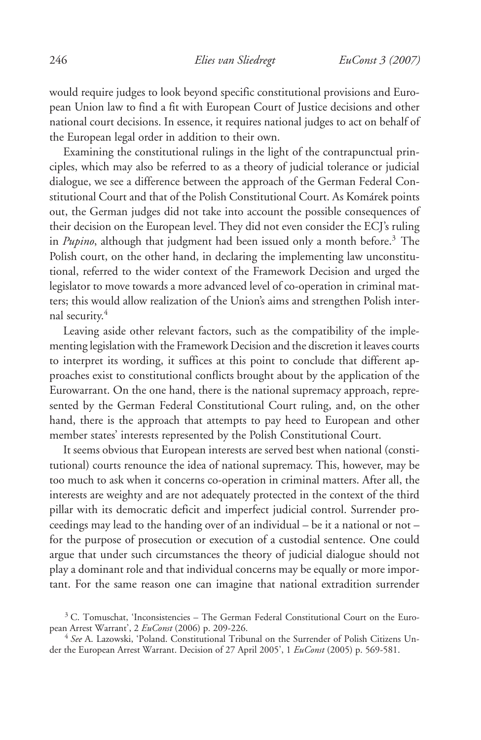would require judges to look beyond specific constitutional provisions and European Union law to find a fit with European Court of Justice decisions and other national court decisions. In essence, it requires national judges to act on behalf of the European legal order in addition to their own.

Examining the constitutional rulings in the light of the contrapunctual principles, which may also be referred to as a theory of judicial tolerance or judicial dialogue, we see a difference between the approach of the German Federal Constitutional Court and that of the Polish Constitutional Court. As Komárek points out, the German judges did not take into account the possible consequences of their decision on the European level. They did not even consider the ECJ's ruling in *Pupino*, although that judgment had been issued only a month before.[3] The Polish court, on the other hand, in declaring the implementing law unconstitutional, referred to the wider context of the Framework Decision and urged the legislator to move towards a more advanced level of co-operation in criminal matters; this would allow realization of the Union's aims and strengthen Polish internal security.[4]

Leaving aside other relevant factors, such as the compatibility of the implementing legislation with the Framework Decision and the discretion it leaves courts to interpret its wording, it suffices at this point to conclude that different approaches exist to constitutional conflicts brought about by the application of the Eurowarrant. On the one hand, there is the national supremacy approach, represented by the German Federal Constitutional Court ruling, and, on the other hand, there is the approach that attempts to pay heed to European and other member states' interests represented by the Polish Constitutional Court.

It seems obvious that European interests are served best when national (constitutional) courts renounce the idea of national supremacy. This, however, may be too much to ask when it concerns co-operation in criminal matters. After all, the interests are weighty and are not adequately protected in the context of the third pillar with its democratic deficit and imperfect judicial control. Surrender proceedings may lead to the handing over of an individual – be it a national or not – for the purpose of prosecution or execution of a custodial sentence. One could argue that under such circumstances the theory of judicial dialogue should not play a dominant role and that individual concerns may be equally or more important. For the same reason one can imagine that national extradition surrender

[3] C. Tomuschat, 'Inconsistencies – The German Federal Constitutional Court on the European Arrest Warrant', 2 *EuConst* (2006) p. 209-226.

[4] *See* A. Lazowski, 'Poland. Constitutional Tribunal on the Surrender of Polish Citizens Under the European Arrest Warrant. Decision of 27 April 2005', 1 *EuConst* (2005) p. 569-581.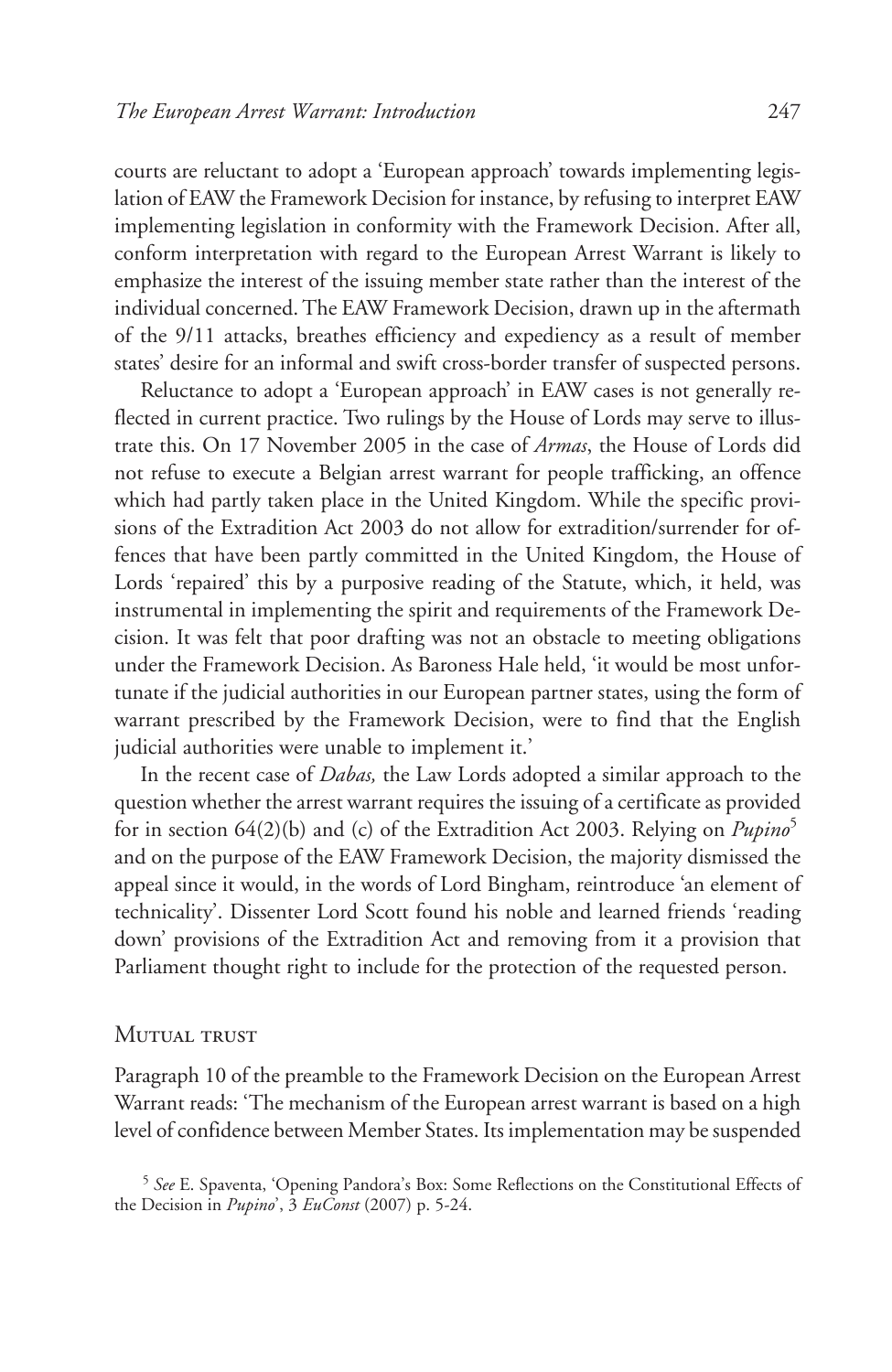courts are reluctant to adopt a 'European approach' towards implementing legislation of EAW the Framework Decision for instance, by refusing to interpret EAW implementing legislation in conformity with the Framework Decision. After all, conform interpretation with regard to the European Arrest Warrant is likely to emphasize the interest of the issuing member state rather than the interest of the individual concerned. The EAW Framework Decision, drawn up in the aftermath of the 9/11 attacks, breathes efficiency and expediency as a result of member states' desire for an informal and swift cross-border transfer of suspected persons.

Reluctance to adopt a 'European approach' in EAW cases is not generally reflected in current practice. Two rulings by the House of Lords may serve to illustrate this. On 17 November 2005 in the case of *Armas*, the House of Lords did not refuse to execute a Belgian arrest warrant for people trafficking, an offence which had partly taken place in the United Kingdom. While the specific provisions of the Extradition Act 2003 do not allow for extradition/surrender for offences that have been partly committed in the United Kingdom, the House of Lords 'repaired' this by a purposive reading of the Statute, which, it held, was instrumental in implementing the spirit and requirements of the Framework Decision. It was felt that poor drafting was not an obstacle to meeting obligations under the Framework Decision. As Baroness Hale held, 'it would be most unfortunate if the judicial authorities in our European partner states, using the form of warrant prescribed by the Framework Decision, were to find that the English judicial authorities were unable to implement it.'

In the recent case of *Dabas,* the Law Lords adopted a similar approach to the question whether the arrest warrant requires the issuing of a certificate as provided for in section 64(2)(b) and (c) of the Extradition Act 2003. Relying on *Pupino*[5] and on the purpose of the EAW Framework Decision, the majority dismissed the appeal since it would, in the words of Lord Bingham, reintroduce 'an element of technicality'. Dissenter Lord Scott found his noble and learned friends 'reading down' provisions of the Extradition Act and removing from it a provision that Parliament thought right to include for the protection of the requested person.

## Mutual trust

Paragraph 10 of the preamble to the Framework Decision on the European Arrest Warrant reads: 'The mechanism of the European arrest warrant is based on a high level of confidence between Member States. Its implementation may be suspended

[5] *See* E. Spaventa, 'Opening Pandora's Box: Some Reflections on the Constitutional Effects of the Decision in *Pupino*', 3 *EuConst* (2007) p. 5-24.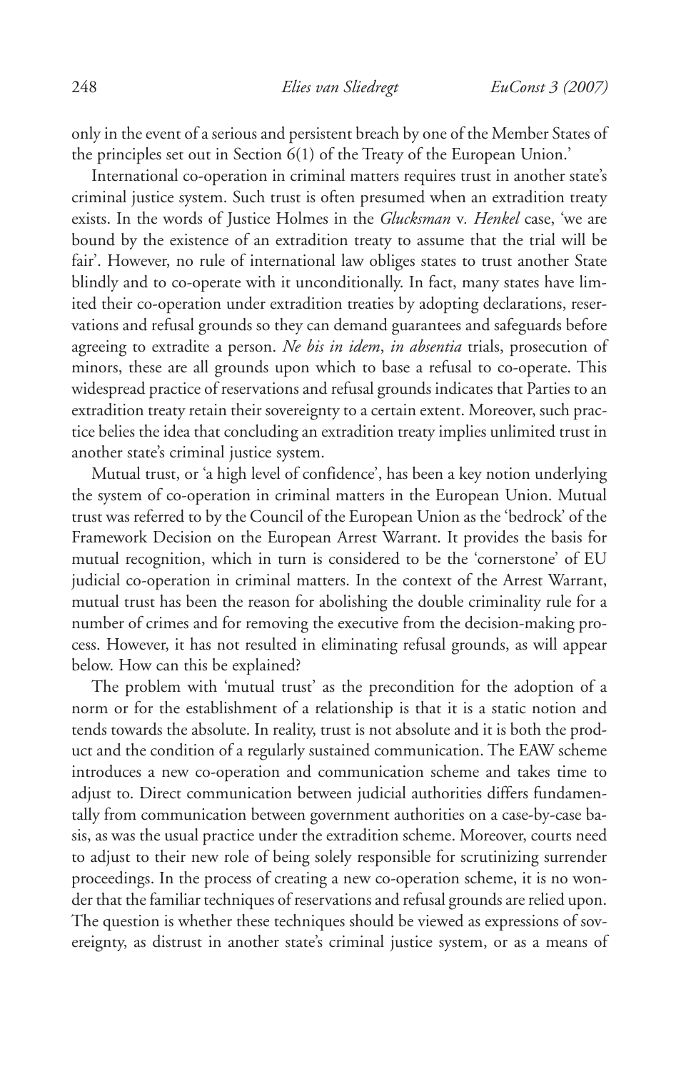only in the event of a serious and persistent breach by one of the Member States of the principles set out in Section 6(1) of the Treaty of the European Union.'

International co-operation in criminal matters requires trust in another state's criminal justice system. Such trust is often presumed when an extradition treaty exists. In the words of Justice Holmes in the *Glucksman* v. *Henkel* case, 'we are bound by the existence of an extradition treaty to assume that the trial will be fair'. However, no rule of international law obliges states to trust another State blindly and to co-operate with it unconditionally. In fact, many states have limited their co-operation under extradition treaties by adopting declarations, reservations and refusal grounds so they can demand guarantees and safeguards before agreeing to extradite a person. *Ne bis in idem*, *in absentia* trials, prosecution of minors, these are all grounds upon which to base a refusal to co-operate. This widespread practice of reservations and refusal grounds indicates that Parties to an extradition treaty retain their sovereignty to a certain extent. Moreover, such practice belies the idea that concluding an extradition treaty implies unlimited trust in another state's criminal justice system.

Mutual trust, or 'a high level of confidence', has been a key notion underlying the system of co-operation in criminal matters in the European Union. Mutual trust was referred to by the Council of the European Union as the 'bedrock' of the Framework Decision on the European Arrest Warrant. It provides the basis for mutual recognition, which in turn is considered to be the 'cornerstone' of EU judicial co-operation in criminal matters. In the context of the Arrest Warrant, mutual trust has been the reason for abolishing the double criminality rule for a number of crimes and for removing the executive from the decision-making process. However, it has not resulted in eliminating refusal grounds, as will appear below. How can this be explained?

The problem with 'mutual trust' as the precondition for the adoption of a norm or for the establishment of a relationship is that it is a static notion and tends towards the absolute. In reality, trust is not absolute and it is both the product and the condition of a regularly sustained communication. The EAW scheme introduces a new co-operation and communication scheme and takes time to adjust to. Direct communication between judicial authorities differs fundamentally from communication between government authorities on a case-by-case basis, as was the usual practice under the extradition scheme. Moreover, courts need to adjust to their new role of being solely responsible for scrutinizing surrender proceedings. In the process of creating a new co-operation scheme, it is no wonder that the familiar techniques of reservations and refusal grounds are relied upon. The question is whether these techniques should be viewed as expressions of sovereignty, as distrust in another state's criminal justice system, or as a means of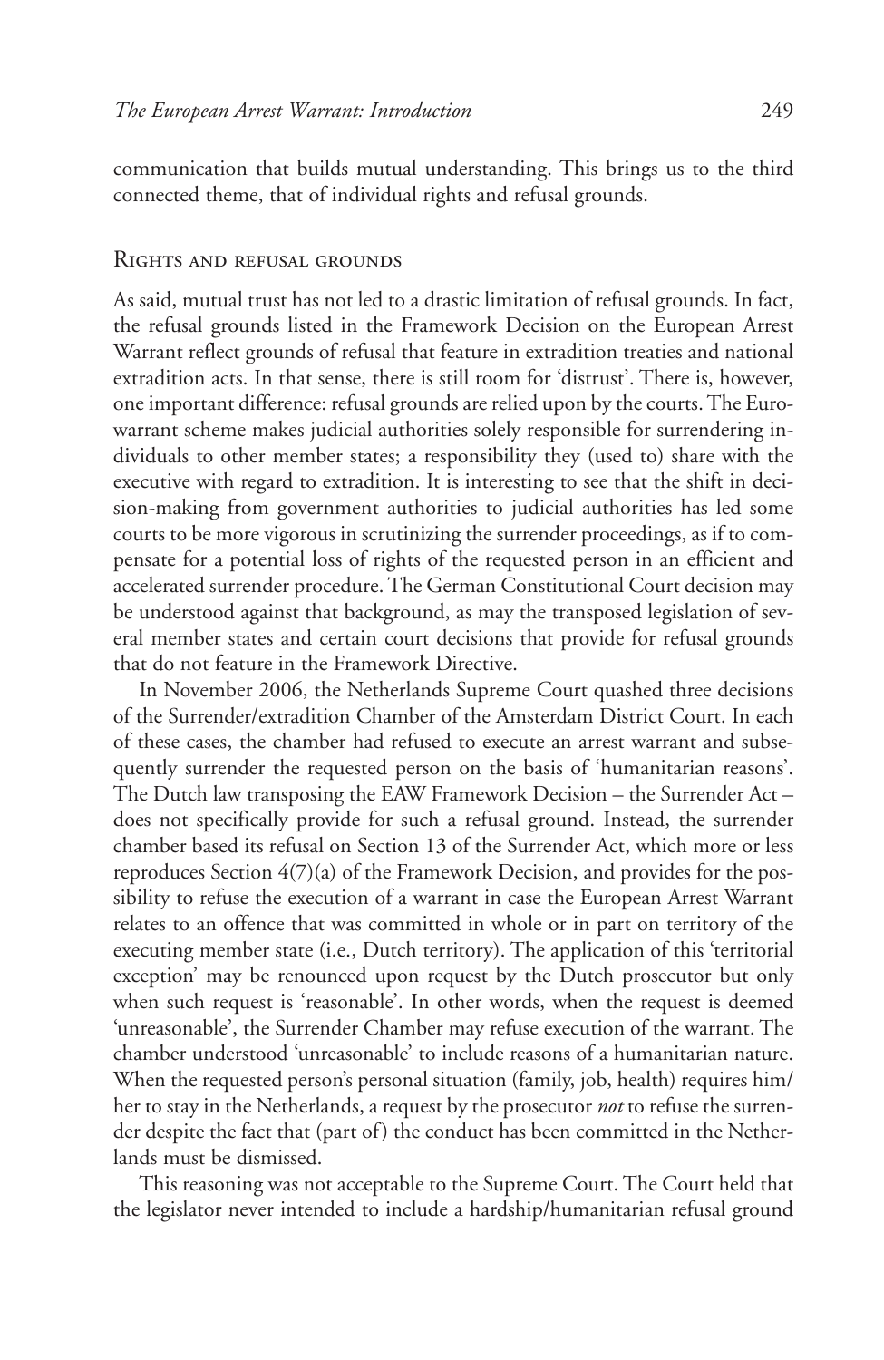communication that builds mutual understanding. This brings us to the third connected theme, that of individual rights and refusal grounds.

## Rights and refusal grounds

As said, mutual trust has not led to a drastic limitation of refusal grounds. In fact, the refusal grounds listed in the Framework Decision on the European Arrest Warrant reflect grounds of refusal that feature in extradition treaties and national extradition acts. In that sense, there is still room for 'distrust'. There is, however, one important difference: refusal grounds are relied upon by the courts. The Eurowarrant scheme makes judicial authorities solely responsible for surrendering individuals to other member states; a responsibility they (used to) share with the executive with regard to extradition. It is interesting to see that the shift in decision-making from government authorities to judicial authorities has led some courts to be more vigorous in scrutinizing the surrender proceedings, as if to compensate for a potential loss of rights of the requested person in an efficient and accelerated surrender procedure. The German Constitutional Court decision may be understood against that background, as may the transposed legislation of several member states and certain court decisions that provide for refusal grounds that do not feature in the Framework Directive.

In November 2006, the Netherlands Supreme Court quashed three decisions of the Surrender/extradition Chamber of the Amsterdam District Court. In each of these cases, the chamber had refused to execute an arrest warrant and subsequently surrender the requested person on the basis of 'humanitarian reasons'. The Dutch law transposing the EAW Framework Decision – the Surrender Act – does not specifically provide for such a refusal ground. Instead, the surrender chamber based its refusal on Section 13 of the Surrender Act, which more or less reproduces Section 4(7)(a) of the Framework Decision, and provides for the possibility to refuse the execution of a warrant in case the European Arrest Warrant relates to an offence that was committed in whole or in part on territory of the executing member state (i.e., Dutch territory). The application of this 'territorial exception' may be renounced upon request by the Dutch prosecutor but only when such request is 'reasonable'. In other words, when the request is deemed 'unreasonable', the Surrender Chamber may refuse execution of the warrant. The chamber understood 'unreasonable' to include reasons of a humanitarian nature. When the requested person's personal situation (family, job, health) requires him/her to stay in the Netherlands, a request by the prosecutor *not* to refuse the surrender despite the fact that (part of) the conduct has been committed in the Netherlands must be dismissed.

This reasoning was not acceptable to the Supreme Court. The Court held that the legislator never intended to include a hardship/humanitarian refusal ground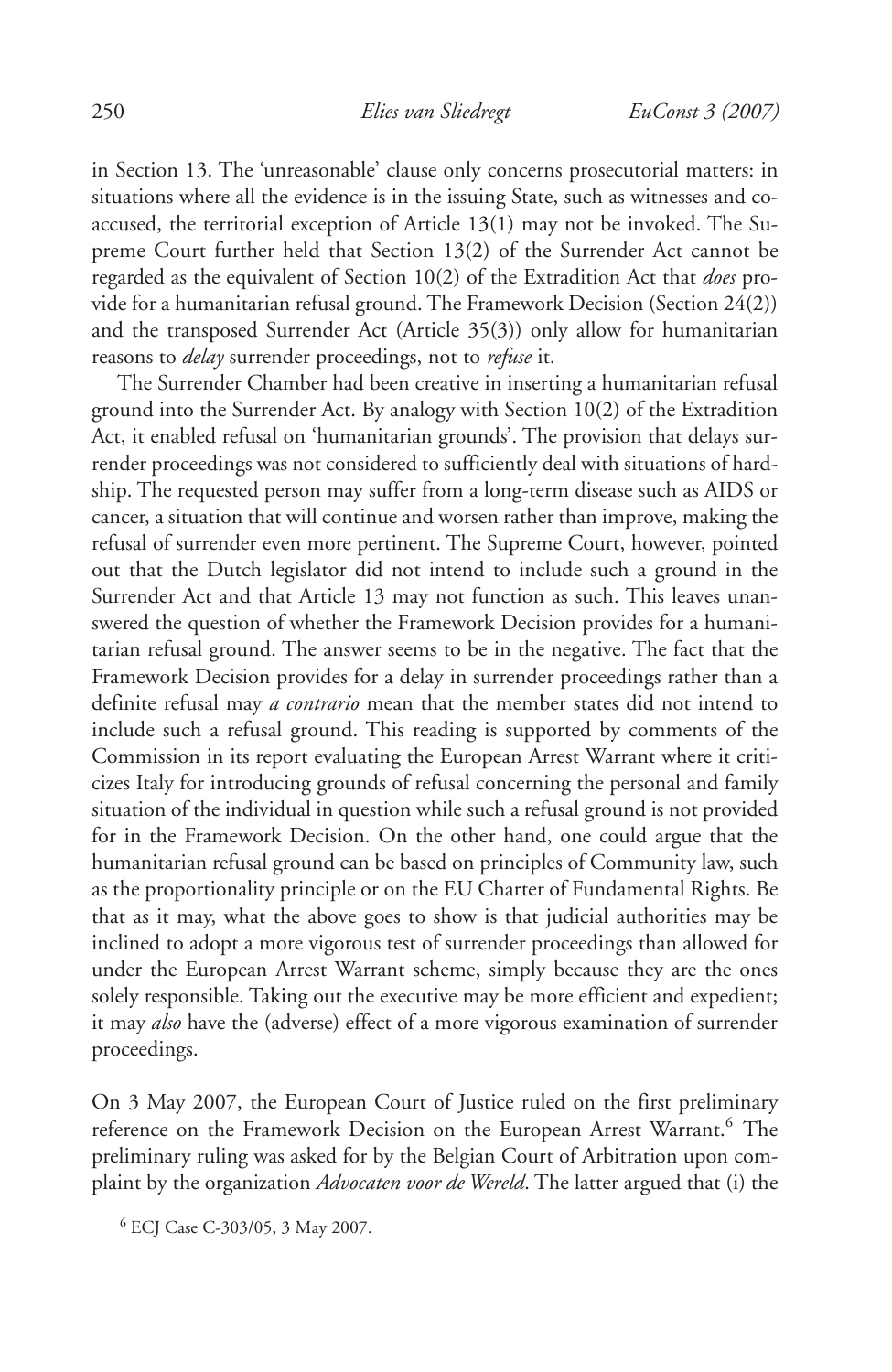in Section 13. The 'unreasonable' clause only concerns prosecutorial matters: in situations where all the evidence is in the issuing State, such as witnesses and co-accused, the territorial exception of Article 13(1) may not be invoked. The Supreme Court further held that Section 13(2) of the Surrender Act cannot be regarded as the equivalent of Section 10(2) of the Extradition Act that *does* provide for a humanitarian refusal ground. The Framework Decision (Section 24(2)) and the transposed Surrender Act (Article 35(3)) only allow for humanitarian reasons to *delay* surrender proceedings, not to *refuse* it.

The Surrender Chamber had been creative in inserting a humanitarian refusal ground into the Surrender Act. By analogy with Section 10(2) of the Extradition Act, it enabled refusal on 'humanitarian grounds'. The provision that delays surrender proceedings was not considered to sufficiently deal with situations of hardship. The requested person may suffer from a long-term disease such as AIDS or cancer, a situation that will continue and worsen rather than improve, making the refusal of surrender even more pertinent. The Supreme Court, however, pointed out that the Dutch legislator did not intend to include such a ground in the Surrender Act and that Article 13 may not function as such. This leaves unanswered the question of whether the Framework Decision provides for a humanitarian refusal ground. The answer seems to be in the negative. The fact that the Framework Decision provides for a delay in surrender proceedings rather than a definite refusal may *a contrario* mean that the member states did not intend to include such a refusal ground. This reading is supported by comments of the Commission in its report evaluating the European Arrest Warrant where it criticizes Italy for introducing grounds of refusal concerning the personal and family situation of the individual in question while such a refusal ground is not provided for in the Framework Decision. On the other hand, one could argue that the humanitarian refusal ground can be based on principles of Community law, such as the proportionality principle or on the EU Charter of Fundamental Rights. Be that as it may, what the above goes to show is that judicial authorities may be inclined to adopt a more vigorous test of surrender proceedings than allowed for under the European Arrest Warrant scheme, simply because they are the ones solely responsible. Taking out the executive may be more efficient and expedient; it may *also* have the (adverse) effect of a more vigorous examination of surrender proceedings.

On 3 May 2007, the European Court of Justice ruled on the first preliminary reference on the Framework Decision on the European Arrest Warrant.[6] The preliminary ruling was asked for by the Belgian Court of Arbitration upon complaint by the organization *Advocaten voor de Wereld*. The latter argued that (i) the

[6] ECJ Case C-303/05, 3 May 2007.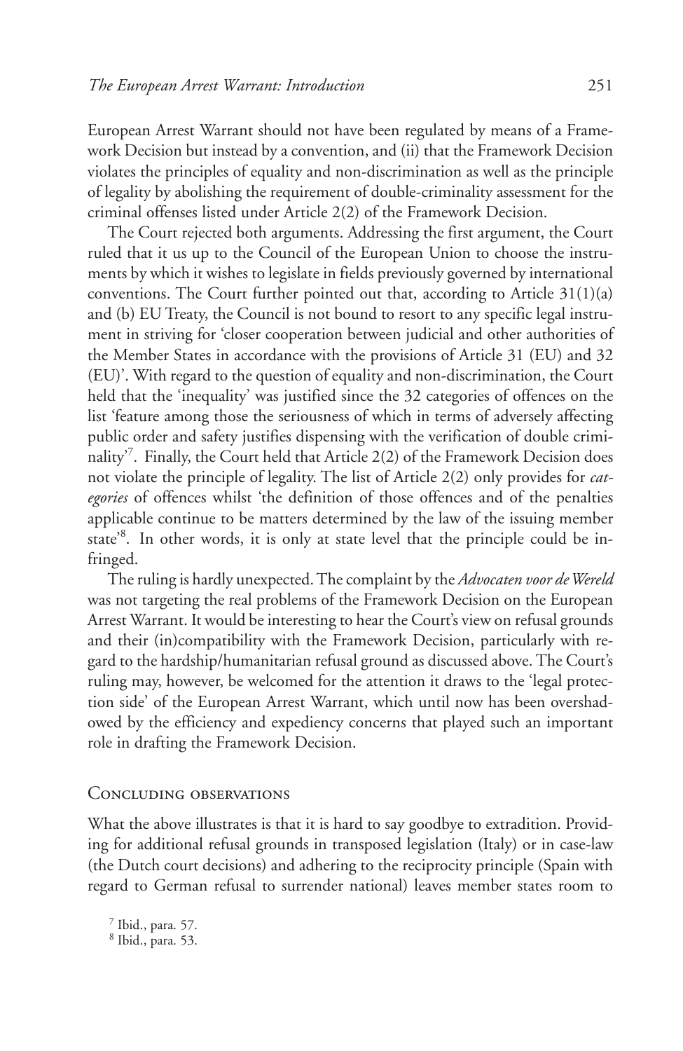European Arrest Warrant should not have been regulated by means of a Framework Decision but instead by a convention, and (ii) that the Framework Decision violates the principles of equality and non-discrimination as well as the principle of legality by abolishing the requirement of double-criminality assessment for the criminal offenses listed under Article 2(2) of the Framework Decision.

The Court rejected both arguments. Addressing the first argument, the Court ruled that it us up to the Council of the European Union to choose the instruments by which it wishes to legislate in fields previously governed by international conventions. The Court further pointed out that, according to Article 31(1)(a) and (b) EU Treaty, the Council is not bound to resort to any specific legal instrument in striving for 'closer cooperation between judicial and other authorities of the Member States in accordance with the provisions of Article 31 (EU) and 32 (EU)'. With regard to the question of equality and non-discrimination, the Court held that the 'inequality' was justified since the 32 categories of offences on the list 'feature among those the seriousness of which in terms of adversely affecting public order and safety justifies dispensing with the verification of double criminality'[7]. Finally, the Court held that Article 2(2) of the Framework Decision does not violate the principle of legality. The list of Article 2(2) only provides for *categories* of offences whilst 'the definition of those offences and of the penalties applicable continue to be matters determined by the law of the issuing member state'[8]. In other words, it is only at state level that the principle could be infringed.

The ruling is hardly unexpected. The complaint by the *Advocaten voor de Wereld* was not targeting the real problems of the Framework Decision on the European Arrest Warrant. It would be interesting to hear the Court's view on refusal grounds and their (in)compatibility with the Framework Decision, particularly with regard to the hardship/humanitarian refusal ground as discussed above. The Court's ruling may, however, be welcomed for the attention it draws to the 'legal protection side' of the European Arrest Warrant, which until now has been overshadowed by the efficiency and expediency concerns that played such an important role in drafting the Framework Decision.

## Concluding observations

What the above illustrates is that it is hard to say goodbye to extradition. Providing for additional refusal grounds in transposed legislation (Italy) or in case-law (the Dutch court decisions) and adhering to the reciprocity principle (Spain with regard to German refusal to surrender national) leaves member states room to

[7] Ibid., para. 57.
[8] Ibid., para. 53.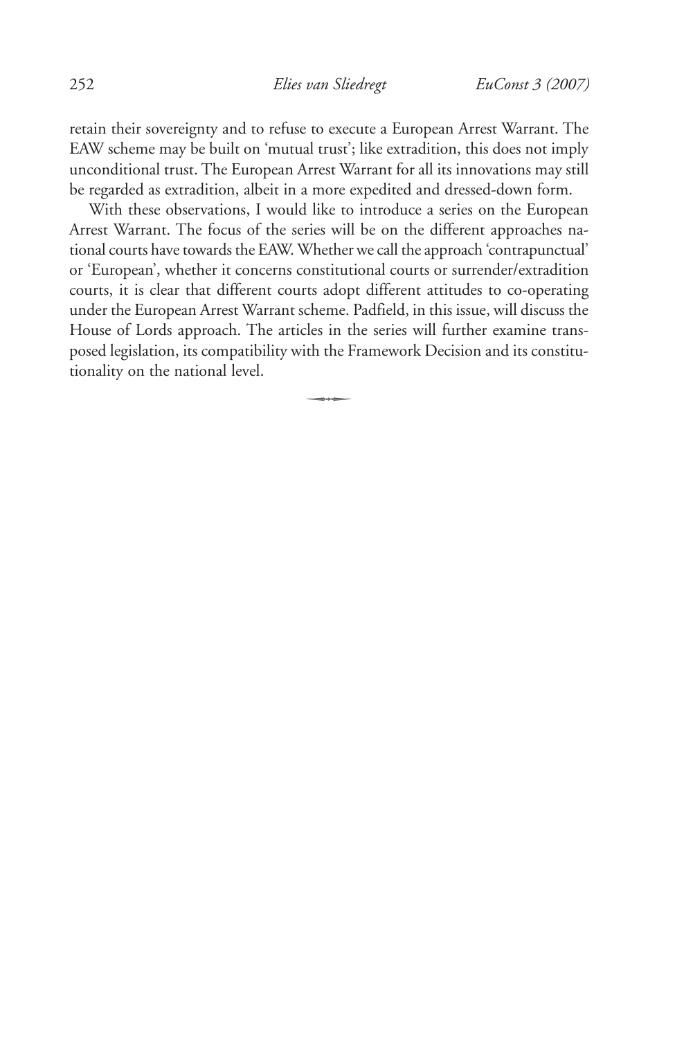retain their sovereignty and to refuse to execute a European Arrest Warrant. The EAW scheme may be built on 'mutual trust'; like extradition, this does not imply unconditional trust. The European Arrest Warrant for all its innovations may still be regarded as extradition, albeit in a more expedited and dressed-down form.

With these observations, I would like to introduce a series on the European Arrest Warrant. The focus of the series will be on the different approaches national courts have towards the EAW. Whether we call the approach 'contrapunctual' or 'European', whether it concerns constitutional courts or surrender/extradition courts, it is clear that different courts adopt different attitudes to co-operating under the European Arrest Warrant scheme. Padfield, in this issue, will discuss the House of Lords approach. The articles in the series will further examine transposed legislation, its compatibility with the Framework Decision and its constitutionality on the national level.